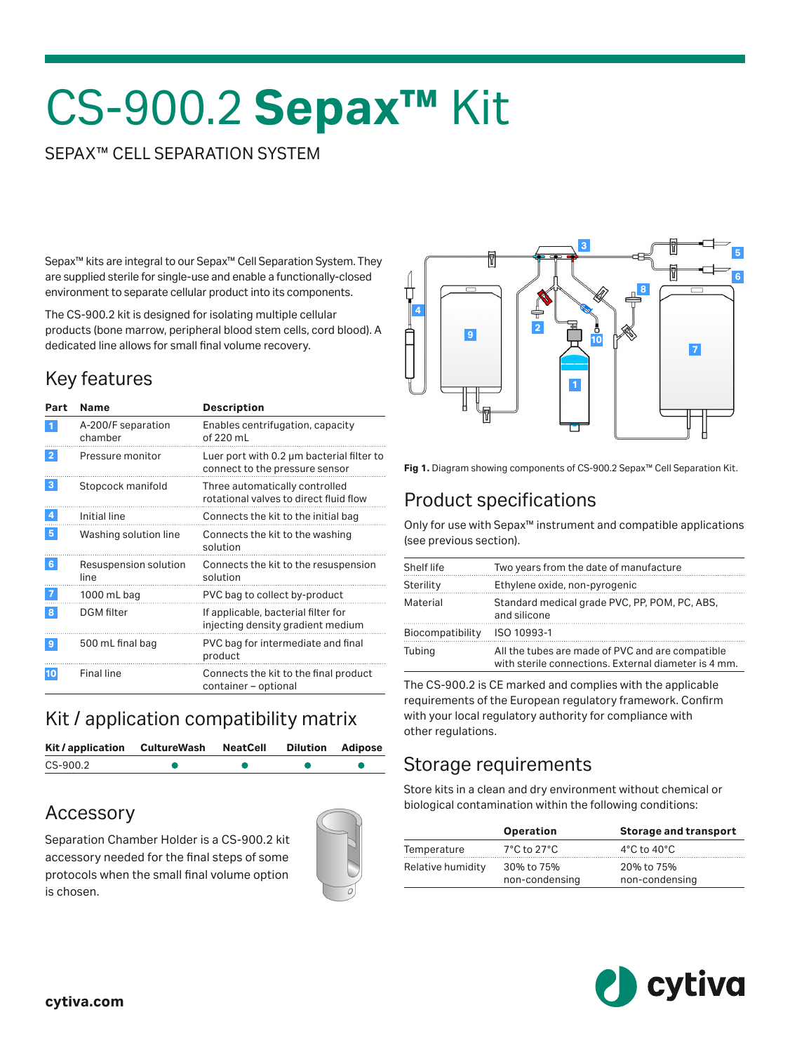# CS-900.2 **Sepax™** Kit

SEPAX™ CELL SEPARATION SYSTEM

Sepax™ kits are integral to our Sepax™ Cell Separation System. They are supplied sterile for single-use and enable a functionally-closed environment to separate cellular product into its components.

The CS-900.2 kit is designed for isolating multiple cellular products (bone marrow, peripheral blood stem cells, cord blood). A dedicated line allows for small final volume recovery.

## Key features

| Part | Name | Description |
|---|---|---|
| 1 | A-200/F separation chamber | Enables centrifugation, capacity of 220 mL |
| 2 | Pressure monitor | Luer port with 0.2 µm bacterial filter to connect to the pressure sensor |
| 3 | Stopcock manifold | Three automatically controlled rotational valves to direct fluid flow |
| 4 | Initial line | Connects the kit to the initial bag |
| 5 | Washing solution line | Connects the kit to the washing solution |
| 6 | Resuspension solution line | Connects the kit to the resuspension solution |
| 7 | 1000 mL bag | PVC bag to collect by-product |
| 8 | DGM filter | If applicable, bacterial filter for injecting density gradient medium |
| 9 | 500 mL final bag | PVC bag for intermediate and final product |
| 10 | Final line | Connects the kit to the final product container – optional |

## Kit / application compatibility matrix

| Kit / application | CultureWash | NeatCell | Dilution | Adipose |
|---|---|---|---|---|
| CS-900.2 | ● | ● | ● | ● |

## Accessory

Separation Chamber Holder is a CS-900.2 kit accessory needed for the final steps of some protocols when the small final volume option is chosen.

**Fig 1.** Diagram showing components of CS-900.2 Sepax™ Cell Separation Kit.

## Product specifications

Only for use with Sepax™ instrument and compatible applications (see previous section).

| | |
|---|---|
| Shelf life | Two years from the date of manufacture |
| Sterility | Ethylene oxide, non-pyrogenic |
| Material | Standard medical grade PVC, PP, POM, PC, ABS, and silicone |
| Biocompatibility | ISO 10993-1 |
| Tubing | All the tubes are made of PVC and are compatible with sterile connections. External diameter is 4 mm. |

The CS-900.2 is CE marked and complies with the applicable requirements of the European regulatory framework. Confirm with your local regulatory authority for compliance with other regulations.

## Storage requirements

Store kits in a clean and dry environment without chemical or biological contamination within the following conditions:

| | Operation | Storage and transport |
|---|---|---|
| Temperature | 7°C to 27°C | 4°C to 40°C |
| Relative humidity | 30% to 75% non-condensing | 20% to 75% non-condensing |

**cytiva.com**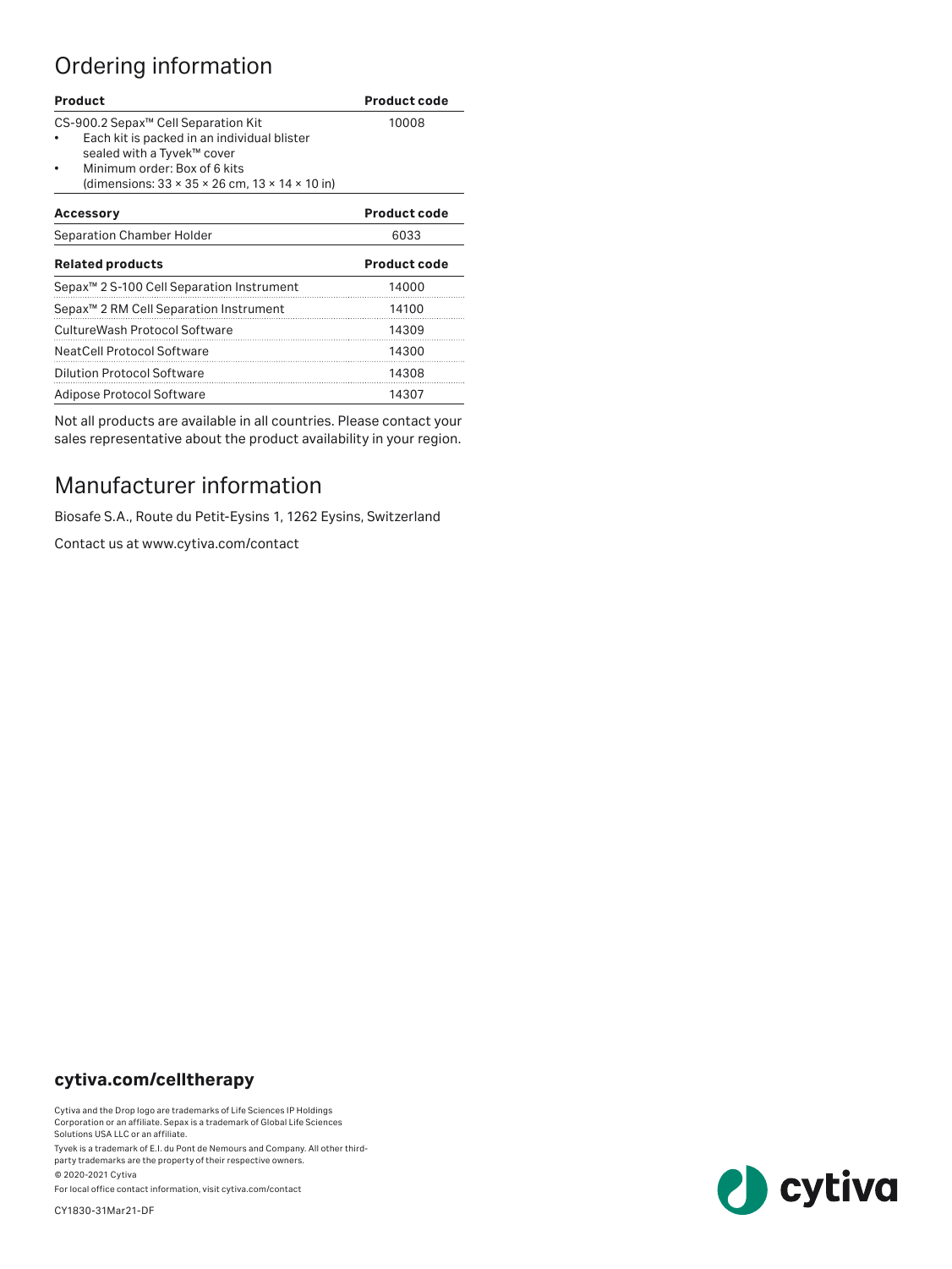## Ordering information

| Product | Product code |
| --- | --- |
| CS-900.2 Sepax™ Cell Separation Kit<br>• Each kit is packed in an individual blister sealed with a Tyvek™ cover<br>• Minimum order: Box of 6 kits (dimensions: 33 × 35 × 26 cm, 13 × 14 × 10 in) | 10008 |

| Accessory | Product code |
| --- | --- |
| Separation Chamber Holder | 6033 |

| Related products | Product code |
| --- | --- |
| Sepax™ 2 S-100 Cell Separation Instrument | 14000 |
| Sepax™ 2 RM Cell Separation Instrument | 14100 |
| CultureWash Protocol Software | 14309 |
| NeatCell Protocol Software | 14300 |
| Dilution Protocol Software | 14308 |
| Adipose Protocol Software | 14307 |

Not all products are available in all countries. Please contact your sales representative about the product availability in your region.

## Manufacturer information

Biosafe S.A., Route du Petit-Eysins 1, 1262 Eysins, Switzerland

Contact us at www.cytiva.com/contact

**cytiva.com/celltherapy**

Cytiva and the Drop logo are trademarks of Life Sciences IP Holdings Corporation or an affiliate. Sepax is a trademark of Global Life Sciences Solutions USA LLC or an affiliate.

Tyvek is a trademark of E.I. du Pont de Nemours and Company. All other third-party trademarks are the property of their respective owners.

© 2020-2021 Cytiva

For local office contact information, visit cytiva.com/contact

CY1830-31Mar21-DF

cytiva